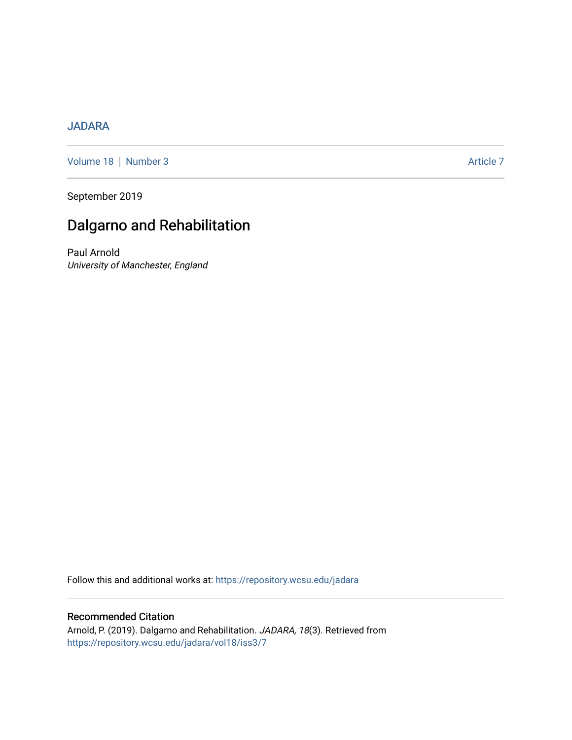JADARA

Volume 18 | Number 3 Article 7

September 2019

# Dalgarno and Rehabilitation

Paul Arnold

*University of Manchester, England*

Follow this and additional works at: https://repository.wcsu.edu/jadara

## Recommended Citation

Arnold, P. (2019). Dalgarno and Rehabilitation. *JADARA, 18*(3). Retrieved from https://repository.wcsu.edu/jadara/vol18/iss3/7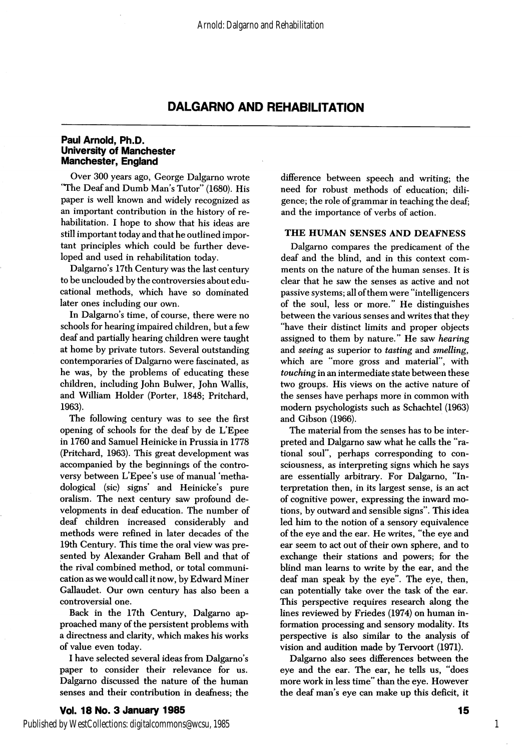# DALGARNO AND REHABILITATION

**Paul Arnold, Ph.D.**
**University of Manchester**
**Manchester, England**

Over 300 years ago, George Dalgarno wrote "The Deaf and Dumb Man's Tutor" (1680). His paper is well known and widely recognized as an important contribution in the history of rehabilitation. I hope to show that his ideas are still important today and that he outlined important principles which could be further developed and used in rehabilitation today.

Dalgarno's 17th Century was the last century to be unclouded by the controversies about educational methods, which have so dominated later ones including our own.

In Dalgarno's time, of course, there were no schools for hearing impaired children, but a few deaf and partially hearing children were taught at home by private tutors. Several outstanding contemporaries of Dalgarno were fascinated, as he was, by the problems of educating these children, including John Bulwer, John Wallis, and William Holder (Porter, 1848; Pritchard, 1963).

The following century was to see the first opening of schools for the deaf by de L'Epee in 1760 and Samuel Heinicke in Prussia in 1778 (Pritchard, 1963). This great development was accompanied by the beginnings of the controversy between L'Epee's use of manual 'methadological (sic) signs' and Heinicke's pure oralism. The next century saw profound developments in deaf education. The number of deaf children increased considerably and methods were refined in later decades of the 19th Century. This time the oral view was presented by Alexander Graham Bell and that of the rival combined method, or total communication as we would call it now, by Edward Miner Gallaudet. Our own century has also been a controversial one.

Back in the 17th Century, Dalgarno approached many of the persistent problems with a directness and clarity, which makes his works of value even today.

I have selected several ideas from Dalgarno's paper to consider their relevance for us. Dalgarno discussed the nature of the human senses and their contribution in deafness; the difference between speech and writing; the need for robust methods of education; diligence; the role of grammar in teaching the deaf; and the importance of verbs of action.

## THE HUMAN SENSES AND DEAFNESS

Dalgarno compares the predicament of the deaf and the blind, and in this context comments on the nature of the human senses. It is clear that he saw the senses as active and not passive systems; all of them were "intelligencers of the soul, less or more." He distinguishes between the various senses and writes that they "have their distinct limits and proper objects assigned to them by nature." He saw *hearing* and *seeing* as superior to *tasting* and *smelling*, which are "more gross and material", with *touching* in an intermediate state between these two groups. His views on the active nature of the senses have perhaps more in common with modern psychologists such as Schachtel (1963) and Gibson (1966).

The material from the senses has to be interpreted and Dalgarno saw what he calls the "rational soul", perhaps corresponding to consciousness, as interpreting signs which he says are essentially arbitrary. For Dalgarno, "Interpretation then, in its largest sense, is an act of cognitive power, expressing the inward motions, by outward and sensible signs". This idea led him to the notion of a sensory equivalence of the eye and the ear. He writes, "the eye and ear seem to act out of their own sphere, and to exchange their stations and powers; for the blind man learns to write by the ear, and the deaf man speak by the eye". The eye, then, can potentially take over the task of the ear. This perspective requires research along the lines reviewed by Friedes (1974) on human information processing and sensory modality. Its perspective is also similar to the analysis of vision and audition made by Tervoort (1971).

Dalgarno also sees differences between the eye and the ear. The ear, he tells us, "does more work in less time" than the eye. However the deaf man's eye can make up this deficit, it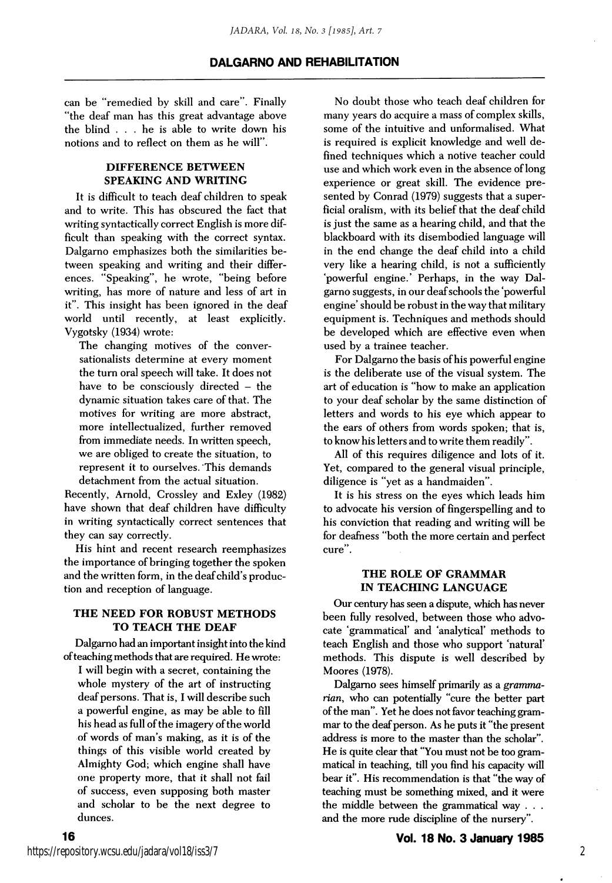can be "remedied by skill and care". Finally "the deaf man has this great advantage above the blind . . . he is able to write down his notions and to reflect on them as he will".

### DIFFERENCE BETWEEN SPEAKING AND WRITING

It is difficult to teach deaf children to speak and to write. This has obscured the fact that writing syntactically correct English is more difficult than speaking with the correct syntax. Dalgarno emphasizes both the similarities between speaking and writing and their differences. "Speaking", he wrote, "being before writing, has more of nature and less of art in it". This insight has been ignored in the deaf world until recently, at least explicitly. Vygotsky (1934) wrote:

> The changing motives of the conversationalists determine at every moment the turn oral speech will take. It does not have to be consciously directed – the dynamic situation takes care of that. The motives for writing are more abstract, more intellectualized, further removed from immediate needs. In written speech, we are obliged to create the situation, to represent it to ourselves. This demands detachment from the actual situation.

Recently, Arnold, Crossley and Exley (1982) have shown that deaf children have difficulty in writing syntactically correct sentences that they can say correctly.

His hint and recent research reemphasizes the importance of bringing together the spoken and the written form, in the deaf child's production and reception of language.

### THE NEED FOR ROBUST METHODS TO TEACH THE DEAF

Dalgarno had an important insight into the kind of teaching methods that are required. He wrote:

> I will begin with a secret, containing the whole mystery of the art of instructing deaf persons. That is, I will describe such a powerful engine, as may be able to fill his head as full of the imagery of the world of words of man's making, as it is of the things of this visible world created by Almighty God; which engine shall have one property more, that it shall not fail of success, even supposing both master and scholar to be the next degree to dunces.

No doubt those who teach deaf children for many years do acquire a mass of complex skills, some of the intuitive and unformalised. What is required is explicit knowledge and well defined techniques which a notive teacher could use and which work even in the absence of long experience or great skill. The evidence presented by Conrad (1979) suggests that a superficial oralism, with its belief that the deaf child is just the same as a hearing child, and that the blackboard with its disembodied language will in the end change the deaf child into a child very like a hearing child, is not a sufficiently 'powerful engine.' Perhaps, in the way Dalgarno suggests, in our deaf schools the 'powerful engine' should be robust in the way that military equipment is. Techniques and methods should be developed which are effective even when used by a trainee teacher.

For Dalgarno the basis of his powerful engine is the deliberate use of the visual system. The art of education is "how to make an application to your deaf scholar by the same distinction of letters and words to his eye which appear to the ears of others from words spoken; that is, to know his letters and to write them readily".

All of this requires diligence and lots of it. Yet, compared to the general visual principle, diligence is "yet as a handmaiden".

It is his stress on the eyes which leads him to advocate his version of fingerspelling and to his conviction that reading and writing will be for deafness "both the more certain and perfect cure".

### THE ROLE OF GRAMMAR IN TEACHING LANGUAGE

Our century has seen a dispute, which has never been fully resolved, between those who advocate 'grammatical' and 'analytical' methods to teach English and those who support 'natural' methods. This dispute is well described by Moores (1978).

Dalgarno sees himself primarily as a *grammarian*, who can potentially "cure the better part of the man". Yet he does not favor teaching grammar to the deaf person. As he puts it "the present address is more to the master than the scholar". He is quite clear that "You must not be too grammatical in teaching, till you find his capacity will bear it". His recommendation is that "the way of teaching must be something mixed, and it were the middle between the grammatical way . . . and the more rude discipline of the nursery".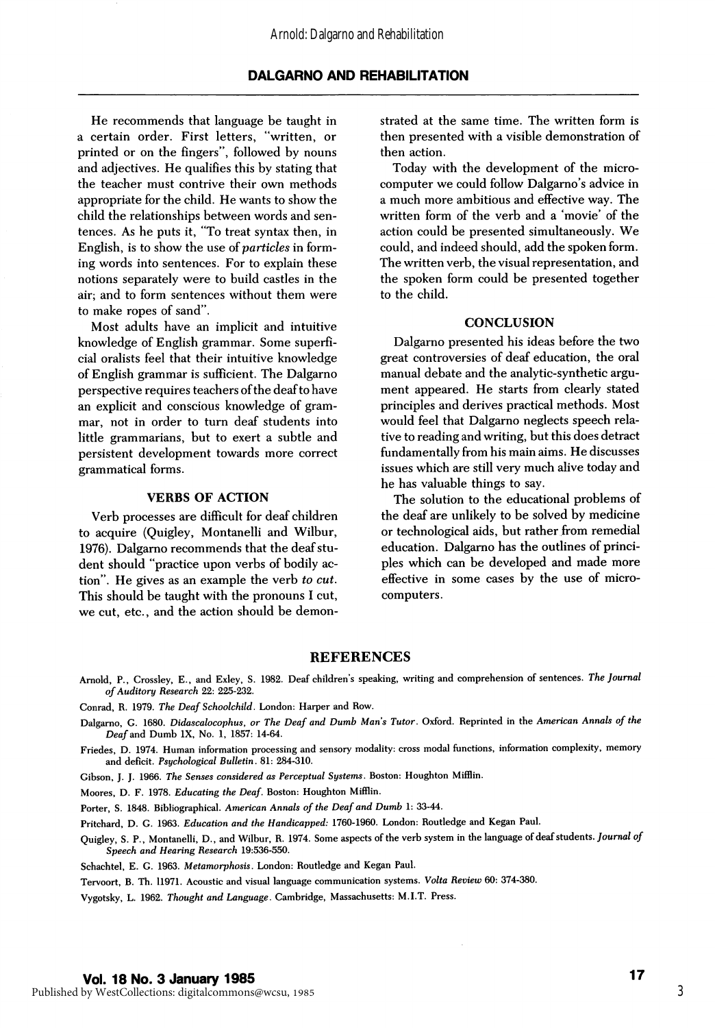## DALGARNO AND REHABILITATION

He recommends that language be taught in a certain order. First letters, "written, or printed or on the fingers", followed by nouns and adjectives. He qualifies this by stating that the teacher must contrive their own methods appropriate for the child. He wants to show the child the relationships between words and sentences. As he puts it, "To treat syntax then, in English, is to show the use of *particles* in forming words into sentences. For to explain these notions separately were to build castles in the air; and to form sentences without them were to make ropes of sand".

Most adults have an implicit and intuitive knowledge of English grammar. Some superficial oralists feel that their intuitive knowledge of English grammar is sufficient. The Dalgarno perspective requires teachers of the deaf to have an explicit and conscious knowledge of grammar, not in order to turn deaf students into little grammarians, but to exert a subtle and persistent development towards more correct grammatical forms.

### VERBS OF ACTION

Verb processes are difficult for deaf children to acquire (Quigley, Montanelli and Wilbur, 1976). Dalgarno recommends that the deaf student should "practice upon verbs of bodily action". He gives as an example the verb *to cut*. This should be taught with the pronouns I cut, we cut, etc., and the action should be demonstrated at the same time. The written form is then presented with a visible demonstration of then action.

Today with the development of the microcomputer we could follow Dalgarno's advice in a much more ambitious and effective way. The written form of the verb and a 'movie' of the action could be presented simultaneously. We could, and indeed should, add the spoken form. The written verb, the visual representation, and the spoken form could be presented together to the child.

### CONCLUSION

Dalgarno presented his ideas before the two great controversies of deaf education, the oral manual debate and the analytic-synthetic argument appeared. He starts from clearly stated principles and derives practical methods. Most would feel that Dalgarno neglects speech relative to reading and writing, but this does detract fundamentally from his main aims. He discusses issues which are still very much alive today and he has valuable things to say.

The solution to the educational problems of the deaf are unlikely to be solved by medicine or technological aids, but rather from remedial education. Dalgarno has the outlines of principles which can be developed and made more effective in some cases by the use of microcomputers.

## REFERENCES

Arnold, P., Crossley, E., and Exley, S. 1982. Deaf children's speaking, writing and comprehension of sentences. *The Journal of Auditory Research* 22: 225-232.

Conrad, R. 1979. *The Deaf Schoolchild*. London: Harper and Row.

Dalgarno, G. 1680. *Didascalocophus, or The Deaf and Dumb Man's Tutor*. Oxford. Reprinted in the *American Annals of the Deaf* and Dumb IX, No. 1, 1857: 14-64.

Friedes, D. 1974. Human information processing and sensory modality: cross modal functions, information complexity, memory and deficit. *Psychological Bulletin*. 81: 284-310.

Gibson, J. J. 1966. *The Senses considered as Perceptual Systems*. Boston: Houghton Mifflin.

Moores, D. F. 1978. *Educating the Deaf*. Boston: Houghton Mifflin.

Porter, S. 1848. Bibliographical. *American Annals of the Deaf and Dumb* 1: 33-44.

Pritchard, D. G. 1963. *Education and the Handicapped*: 1760-1960. London: Routledge and Kegan Paul.

Quigley, S. P., Montanelli, D., and Wilbur, R. 1974. Some aspects of the verb system in the language of deaf students. *Journal of Speech and Hearing Research* 19:536-550.

Schachtel, E. G. 1963. *Metamorphosis*. London: Routledge and Kegan Paul.

Tervoort, B. Th. l1971. Acoustic and visual language communication systems. *Volta Review* 60: 374-380.

Vygotsky, L. 1962. *Thought and Language*. Cambridge, Massachusetts: M.I.T. Press.